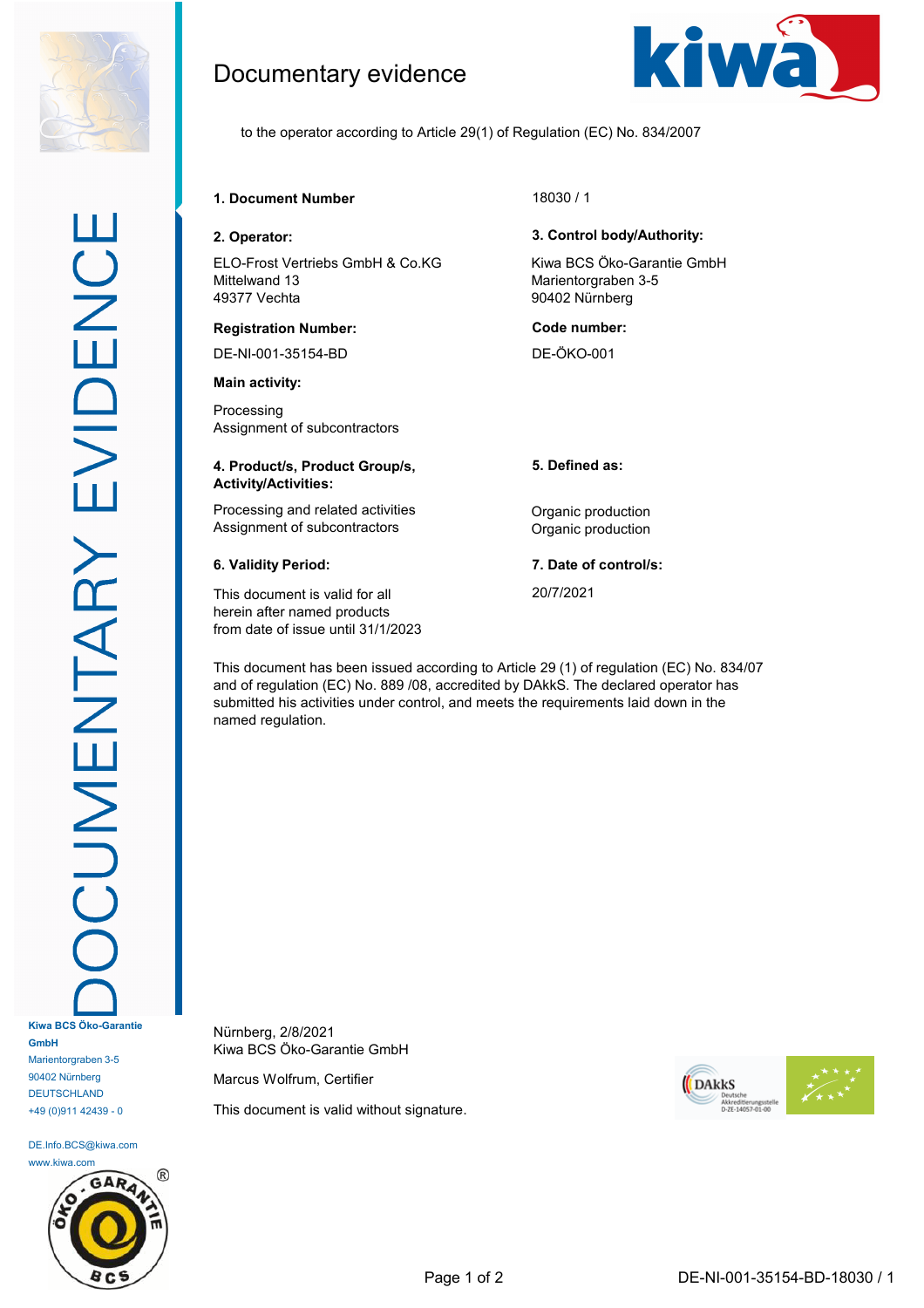# Documentary evidence

to the operator according to Article 29(1) of Regulation (EC) No. 834/2007

**1. Document Number**

18030 / 1

**2. Operator:**

ELO-Frost Vertriebs GmbH & Co.KG
Mittelwand 13
49377 Vechta

**Registration Number:**

DE-NI-001-35154-BD

**Main activity:**

Processing
Assignment of subcontractors

**3. Control body/Authority:**

Kiwa BCS Öko-Garantie GmbH
Marientorgraben 3-5
90402 Nürnberg

**Code number:**

DE-ÖKO-001

| **4. Product/s, Product Group/s, Activity/Activities:** | **5. Defined as:** |
|---|---|
| Processing and related activities | Organic production |
| Assignment of subcontractors | Organic production |

**6. Validity Period:**

This document is valid for all herein after named products from date of issue until 31/1/2023

**7. Date of control/s:**

20/7/2021

This document has been issued according to Article 29 (1) of regulation (EC) No. 834/07 and of regulation (EC) No. 889 /08, accredited by DAkkS. The declared operator has submitted his activities under control, and meets the requirements laid down in the named regulation.

Nürnberg, 2/8/2021
Kiwa BCS Öko-Garantie GmbH

Marcus Wolfrum, Certifier

This document is valid without signature.

**Kiwa BCS Öko-Garantie GmbH**
Marientorgraben 3-5
90402 Nürnberg
DEUTSCHLAND
+49 (0)911 42439 - 0

DE.Info.BCS@kiwa.com
www.kiwa.com

DE-NI-001-35154-BD-18030 / 1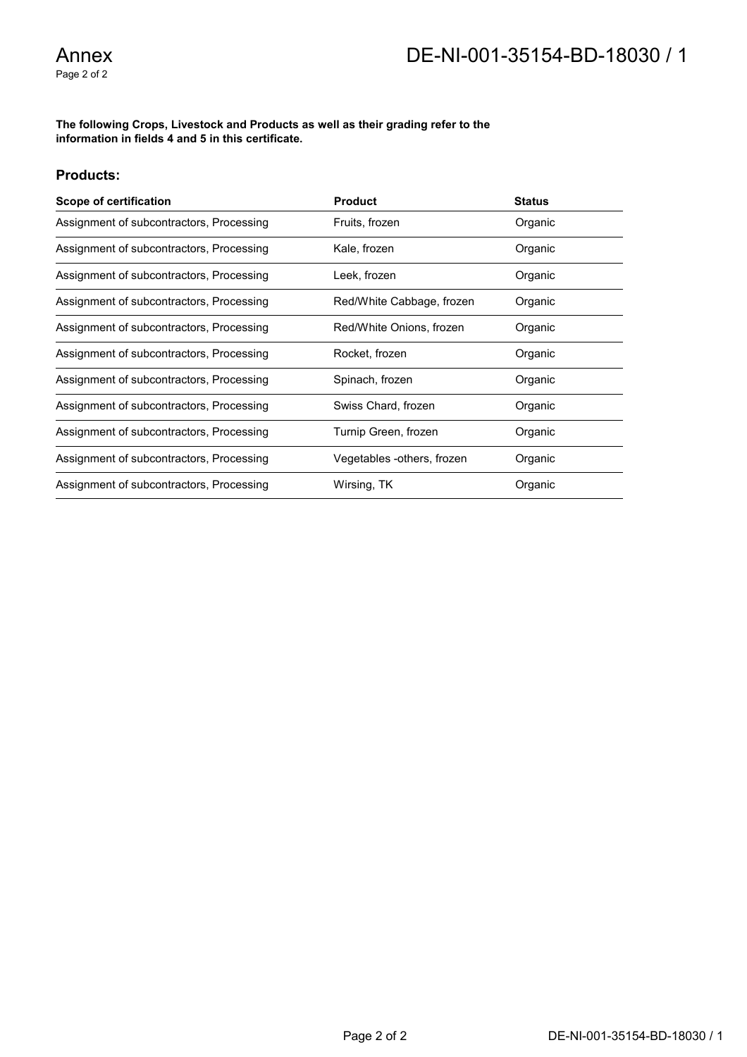# Annex

**The following Crops, Livestock and Products as well as their grading refer to the information in fields 4 and 5 in this certificate.**

## Products:

| Scope of certification | Product | Status |
|---|---|---|
| Assignment of subcontractors, Processing | Fruits, frozen | Organic |
| Assignment of subcontractors, Processing | Kale, frozen | Organic |
| Assignment of subcontractors, Processing | Leek, frozen | Organic |
| Assignment of subcontractors, Processing | Red/White Cabbage, frozen | Organic |
| Assignment of subcontractors, Processing | Red/White Onions, frozen | Organic |
| Assignment of subcontractors, Processing | Rocket, frozen | Organic |
| Assignment of subcontractors, Processing | Spinach, frozen | Organic |
| Assignment of subcontractors, Processing | Swiss Chard, frozen | Organic |
| Assignment of subcontractors, Processing | Turnip Green, frozen | Organic |
| Assignment of subcontractors, Processing | Vegetables -others, frozen | Organic |
| Assignment of subcontractors, Processing | Wirsing, TK | Organic |